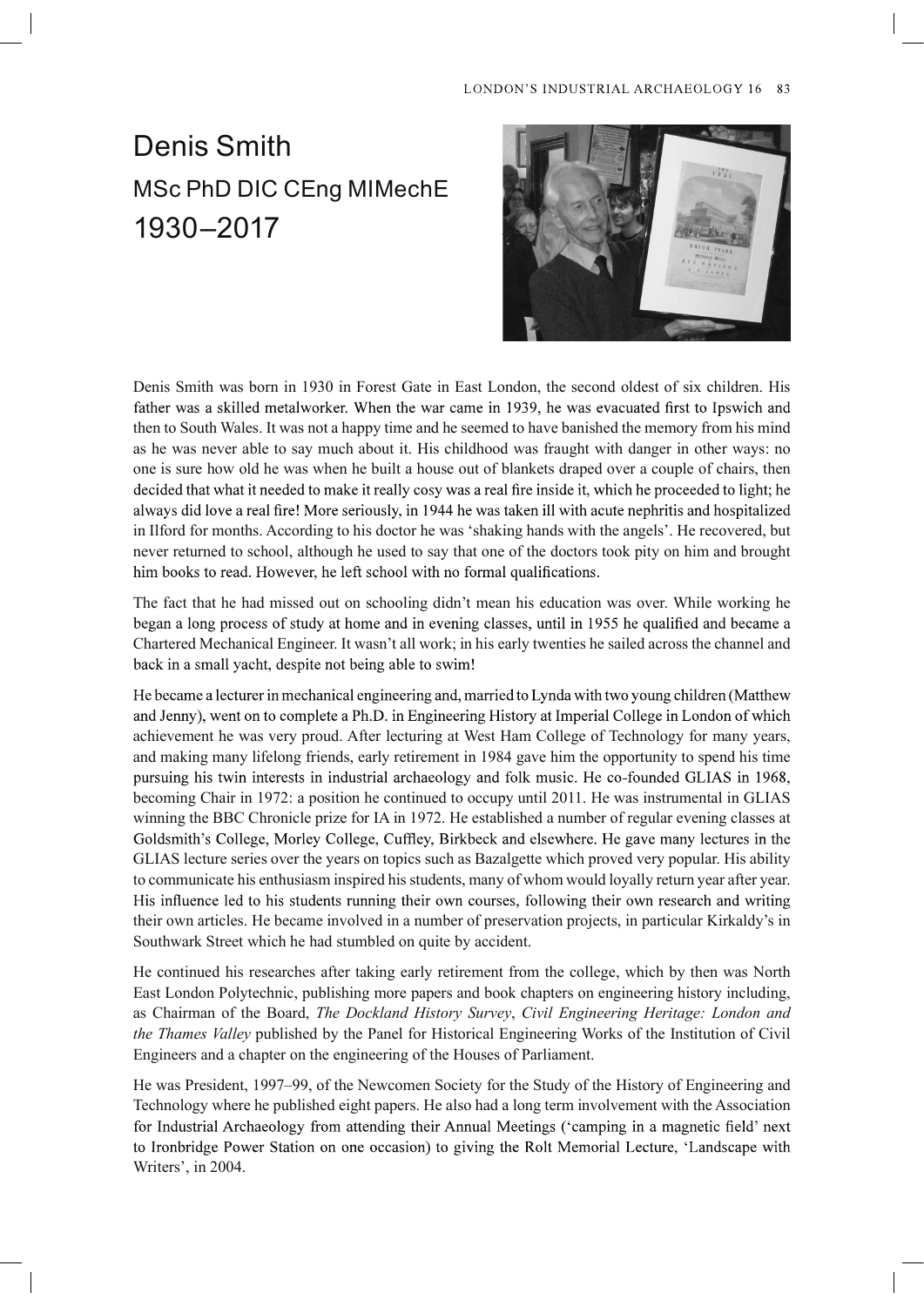# Denis Smith

## MSc PhD DIC CEng MIMechE

## 1930–2017

Denis Smith was born in 1930 in Forest Gate in East London, the second oldest of six children. His father was a skilled metalworker. When the war came in 1939, he was evacuated first to Ipswich and then to South Wales. It was not a happy time and he seemed to have banished the memory from his mind as he was never able to say much about it. His childhood was fraught with danger in other ways: no one is sure how old he was when he built a house out of blankets draped over a couple of chairs, then decided that what it needed to make it really cosy was a real fire inside it, which he proceeded to light; he always did love a real fire! More seriously, in 1944 he was taken ill with acute nephritis and hospitalized in Ilford for months. According to his doctor he was 'shaking hands with the angels'. He recovered, but never returned to school, although he used to say that one of the doctors took pity on him and brought him books to read. However, he left school with no formal qualifications.

The fact that he had missed out on schooling didn't mean his education was over. While working he began a long process of study at home and in evening classes, until in 1955 he qualified and became a Chartered Mechanical Engineer. It wasn't all work; in his early twenties he sailed across the channel and back in a small yacht, despite not being able to swim!

He became a lecturer in mechanical engineering and, married to Lynda with two young children (Matthew and Jenny), went on to complete a Ph.D. in Engineering History at Imperial College in London of which achievement he was very proud. After lecturing at West Ham College of Technology for many years, and making many lifelong friends, early retirement in 1984 gave him the opportunity to spend his time pursuing his twin interests in industrial archaeology and folk music. He co-founded GLIAS in 1968, becoming Chair in 1972: a position he continued to occupy until 2011. He was instrumental in GLIAS winning the BBC Chronicle prize for IA in 1972. He established a number of regular evening classes at Goldsmith's College, Morley College, Cuffley, Birkbeck and elsewhere. He gave many lectures in the GLIAS lecture series over the years on topics such as Bazalgette which proved very popular. His ability to communicate his enthusiasm inspired his students, many of whom would loyally return year after year. His influence led to his students running their own courses, following their own research and writing their own articles. He became involved in a number of preservation projects, in particular Kirkaldy's in Southwark Street which he had stumbled on quite by accident.

He continued his researches after taking early retirement from the college, which by then was North East London Polytechnic, publishing more papers and book chapters on engineering history including, as Chairman of the Board, *The Dockland History Survey*, *Civil Engineering Heritage: London and the Thames Valley* published by the Panel for Historical Engineering Works of the Institution of Civil Engineers and a chapter on the engineering of the Houses of Parliament.

He was President, 1997–99, of the Newcomen Society for the Study of the History of Engineering and Technology where he published eight papers. He also had a long term involvement with the Association for Industrial Archaeology from attending their Annual Meetings ('camping in a magnetic field' next to Ironbridge Power Station on one occasion) to giving the Rolt Memorial Lecture, 'Landscape with Writers', in 2004.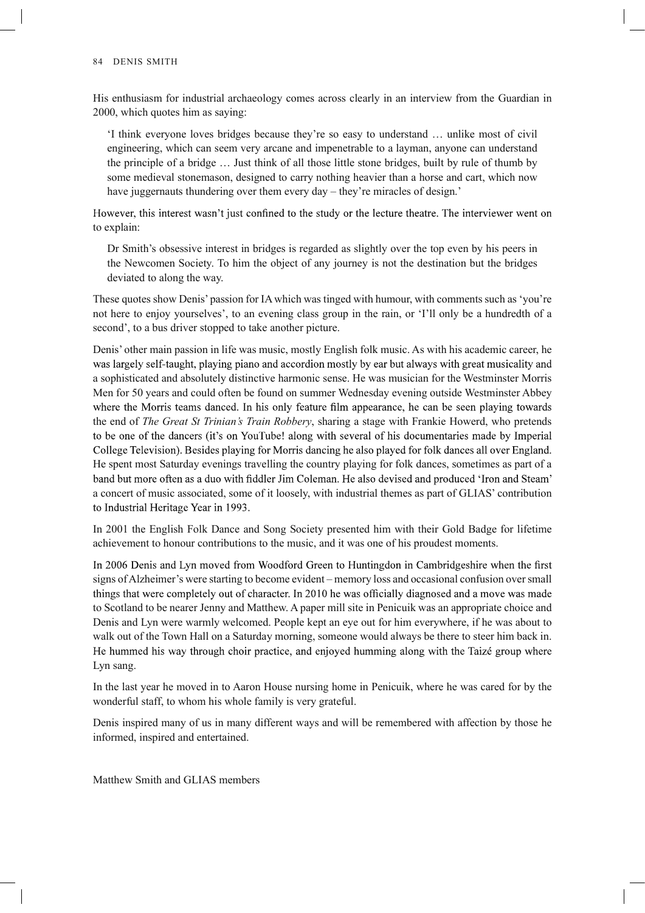His enthusiasm for industrial archaeology comes across clearly in an interview from the Guardian in 2000, which quotes him as saying:

> 'I think everyone loves bridges because they're so easy to understand … unlike most of civil engineering, which can seem very arcane and impenetrable to a layman, anyone can understand the principle of a bridge … Just think of all those little stone bridges, built by rule of thumb by some medieval stonemason, designed to carry nothing heavier than a horse and cart, which now have juggernauts thundering over them every day – they're miracles of design.'

However, this interest wasn't just confined to the study or the lecture theatre. The interviewer went on to explain:

> Dr Smith's obsessive interest in bridges is regarded as slightly over the top even by his peers in the Newcomen Society. To him the object of any journey is not the destination but the bridges deviated to along the way.

These quotes show Denis' passion for IA which was tinged with humour, with comments such as 'you're not here to enjoy yourselves', to an evening class group in the rain, or 'I'll only be a hundredth of a second', to a bus driver stopped to take another picture.

Denis' other main passion in life was music, mostly English folk music. As with his academic career, he was largely self-taught, playing piano and accordion mostly by ear but always with great musicality and a sophisticated and absolutely distinctive harmonic sense. He was musician for the Westminster Morris Men for 50 years and could often be found on summer Wednesday evening outside Westminster Abbey where the Morris teams danced. In his only feature film appearance, he can be seen playing towards the end of *The Great St Trinian's Train Robbery*, sharing a stage with Frankie Howerd, who pretends to be one of the dancers (it's on YouTube! along with several of his documentaries made by Imperial College Television). Besides playing for Morris dancing he also played for folk dances all over England. He spent most Saturday evenings travelling the country playing for folk dances, sometimes as part of a band but more often as a duo with fiddler Jim Coleman. He also devised and produced 'Iron and Steam' a concert of music associated, some of it loosely, with industrial themes as part of GLIAS' contribution to Industrial Heritage Year in 1993.

In 2001 the English Folk Dance and Song Society presented him with their Gold Badge for lifetime achievement to honour contributions to the music, and it was one of his proudest moments.

In 2006 Denis and Lyn moved from Woodford Green to Huntingdon in Cambridgeshire when the first signs of Alzheimer's were starting to become evident – memory loss and occasional confusion over small things that were completely out of character. In 2010 he was officially diagnosed and a move was made to Scotland to be nearer Jenny and Matthew. A paper mill site in Penicuik was an appropriate choice and Denis and Lyn were warmly welcomed. People kept an eye out for him everywhere, if he was about to walk out of the Town Hall on a Saturday morning, someone would always be there to steer him back in. He hummed his way through choir practice, and enjoyed humming along with the Taizé group where Lyn sang.

In the last year he moved in to Aaron House nursing home in Penicuik, where he was cared for by the wonderful staff, to whom his whole family is very grateful.

Denis inspired many of us in many different ways and will be remembered with affection by those he informed, inspired and entertained.

Matthew Smith and GLIAS members